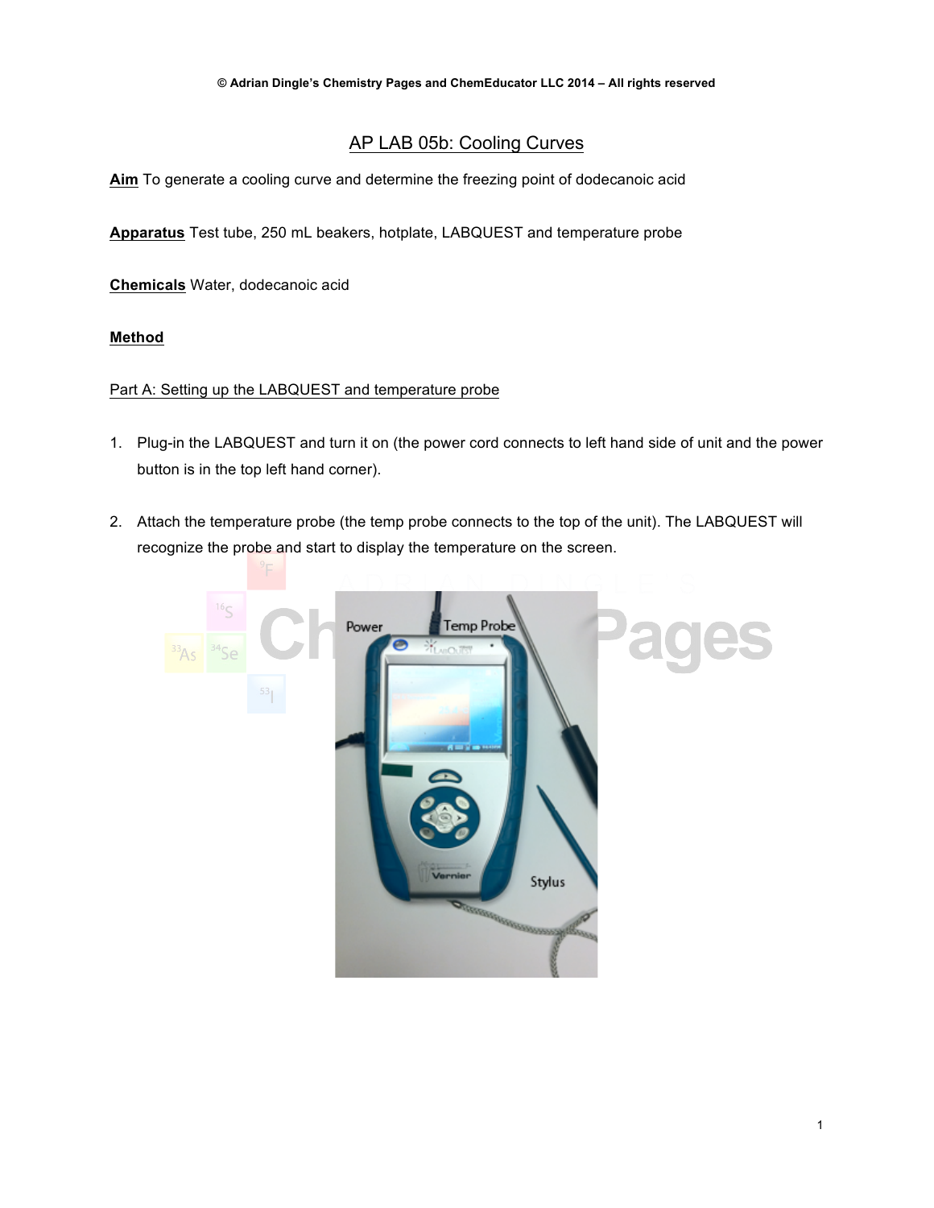© Adrian Dingle's Chemistry Pages and ChemEducator LLC 2014 – All rights reserved

# AP LAB 05b: Cooling Curves

**Aim** To generate a cooling curve and determine the freezing point of dodecanoic acid

**Apparatus** Test tube, 250 mL beakers, hotplate, LABQUEST and temperature probe

**Chemicals** Water, dodecanoic acid

**Method**

Part A: Setting up the LABQUEST and temperature probe

1. Plug-in the LABQUEST and turn it on (the power cord connects to left hand side of unit and the power button is in the top left hand corner).

2. Attach the temperature probe (the temp probe connects to the top of the unit). The LABQUEST will recognize the probe and start to display the temperature on the screen.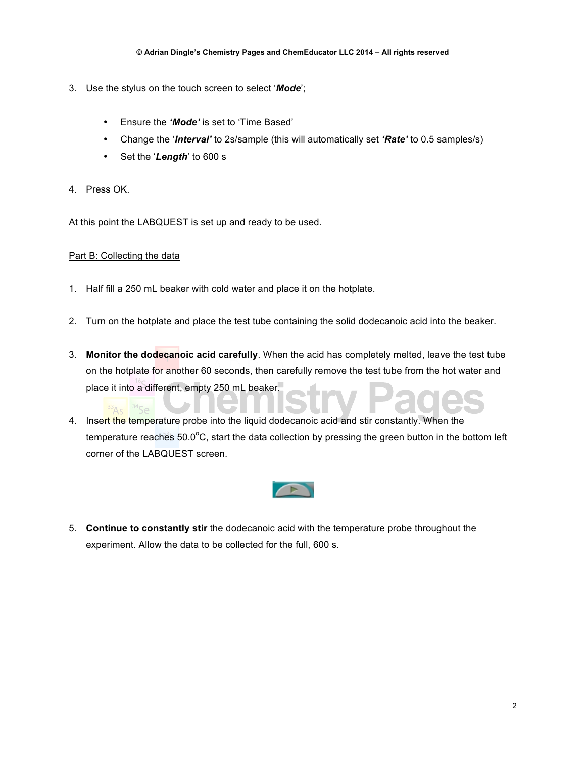3. Use the stylus on the touch screen to select '***Mode***';

    - Ensure the ***'Mode'*** is set to 'Time Based'
    - Change the '***Interval'*** to 2s/sample (this will automatically set ***'Rate'*** to 0.5 samples/s)
    - Set the '***Length***' to 600 s

4. Press OK.

At this point the LABQUEST is set up and ready to be used.

Part B: Collecting the data

1. Half fill a 250 mL beaker with cold water and place it on the hotplate.

2. Turn on the hotplate and place the test tube containing the solid dodecanoic acid into the beaker.

3. **Monitor the dodecanoic acid carefully**. When the acid has completely melted, leave the test tube on the hotplate for another 60 seconds, then carefully remove the test tube from the hot water and place it into a different, empty 250 mL beaker.

4. Insert the temperature probe into the liquid dodecanoic acid and stir constantly. When the temperature reaches 50.0$^{o}$C, start the data collection by pressing the green button in the bottom left corner of the LABQUEST screen.

5. **Continue to constantly stir** the dodecanoic acid with the temperature probe throughout the experiment. Allow the data to be collected for the full, 600 s.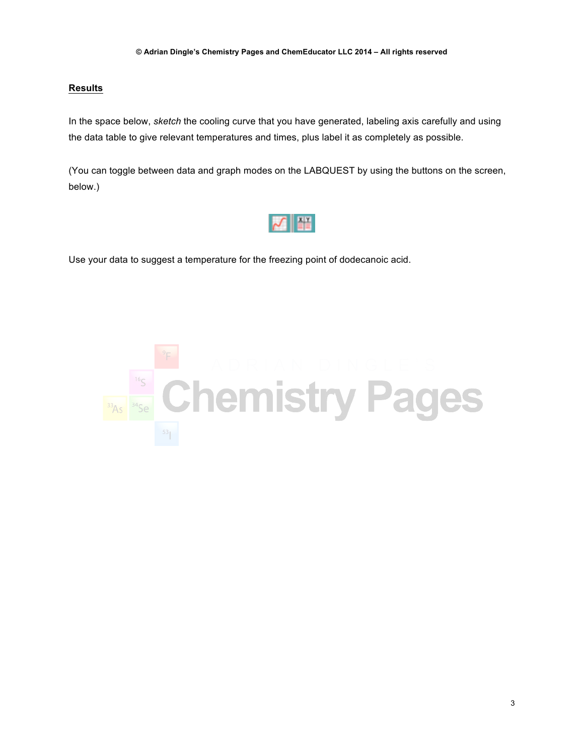## Results

In the space below, *sketch* the cooling curve that you have generated, labeling axis carefully and using the data table to give relevant temperatures and times, plus label it as completely as possible.

(You can toggle between data and graph modes on the LABQUEST by using the buttons on the screen, below.)

Use your data to suggest a temperature for the freezing point of dodecanoic acid.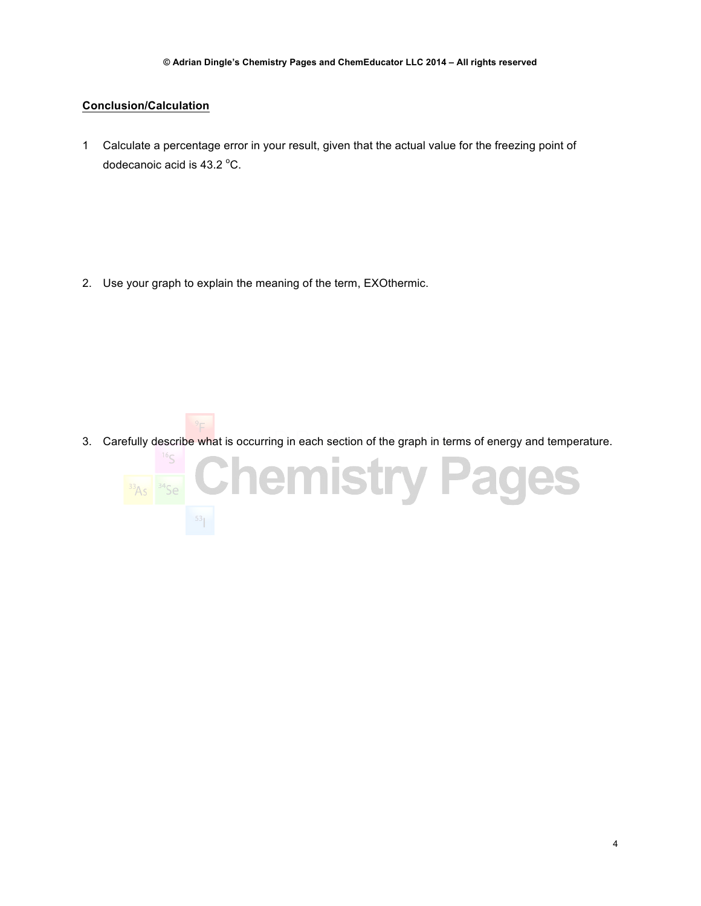**Conclusion/Calculation**

1 Calculate a percentage error in your result, given that the actual value for the freezing point of dodecanoic acid is 43.2 $^{o}$C.

2. Use your graph to explain the meaning of the term, EXOthermic.

3. Carefully describe what is occurring in each section of the graph in terms of energy and temperature.